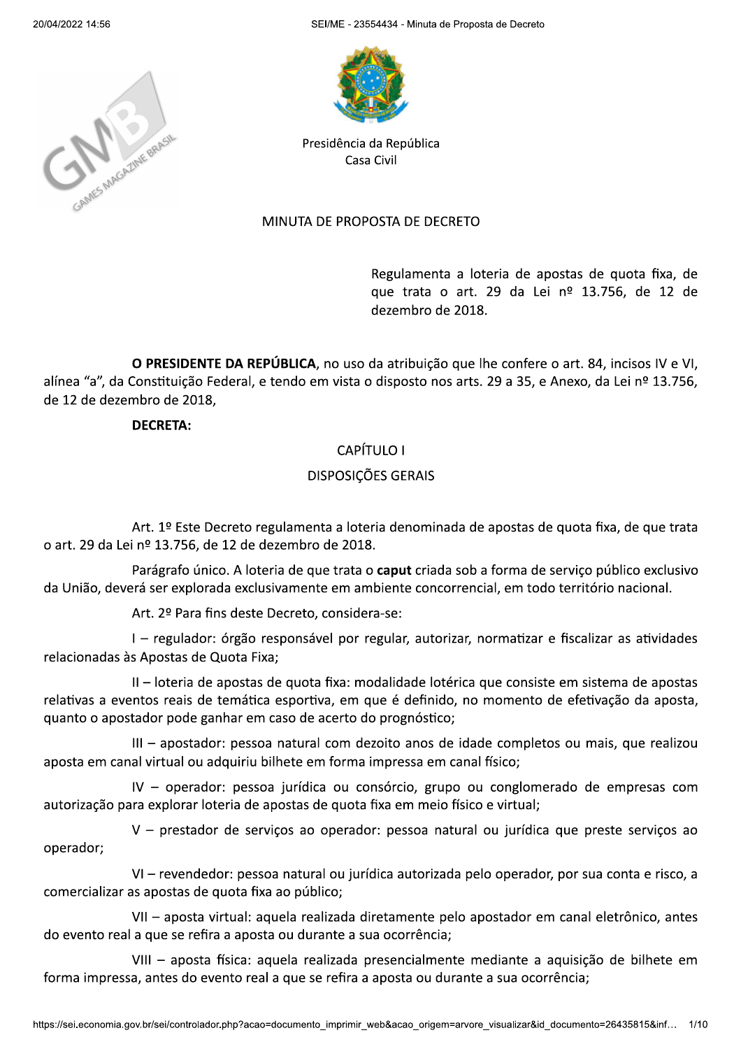Presidência da República
Casa Civil

# MINUTA DE PROPOSTA DE DECRETO

Regulamenta a loteria de apostas de quota fixa, de que trata o art. 29 da Lei nº 13.756, de 12 de dezembro de 2018.

**O PRESIDENTE DA REPÚBLICA**, no uso da atribuição que lhe confere o art. 84, incisos IV e VI, alínea "a", da Constituição Federal, e tendo em vista o disposto nos arts. 29 a 35, e Anexo, da Lei nº 13.756, de 12 de dezembro de 2018,

**DECRETA:**

## CAPÍTULO I

## DISPOSIÇÕES GERAIS

Art. 1º Este Decreto regulamenta a loteria denominada de apostas de quota fixa, de que trata o art. 29 da Lei nº 13.756, de 12 de dezembro de 2018.

Parágrafo único. A loteria de que trata o **caput** criada sob a forma de serviço público exclusivo da União, deverá ser explorada exclusivamente em ambiente concorrencial, em todo território nacional.

Art. 2º Para fins deste Decreto, considera-se:

I – regulador: órgão responsável por regular, autorizar, normatizar e fiscalizar as atividades relacionadas às Apostas de Quota Fixa;

II – loteria de apostas de quota fixa: modalidade lotérica que consiste em sistema de apostas relativas a eventos reais de temática esportiva, em que é definido, no momento de efetivação da aposta, quanto o apostador pode ganhar em caso de acerto do prognóstico;

III – apostador: pessoa natural com dezoito anos de idade completos ou mais, que realizou aposta em canal virtual ou adquiriu bilhete em forma impressa em canal físico;

IV – operador: pessoa jurídica ou consórcio, grupo ou conglomerado de empresas com autorização para explorar loteria de apostas de quota fixa em meio físico e virtual;

V – prestador de serviços ao operador: pessoa natural ou jurídica que preste serviços ao operador;

VI – revendedor: pessoa natural ou jurídica autorizada pelo operador, por sua conta e risco, a comercializar as apostas de quota fixa ao público;

VII – aposta virtual: aquela realizada diretamente pelo apostador em canal eletrônico, antes do evento real a que se refira a aposta ou durante a sua ocorrência;

VIII – aposta física: aquela realizada presencialmente mediante a aquisição de bilhete em forma impressa, antes do evento real a que se refira a aposta ou durante a sua ocorrência;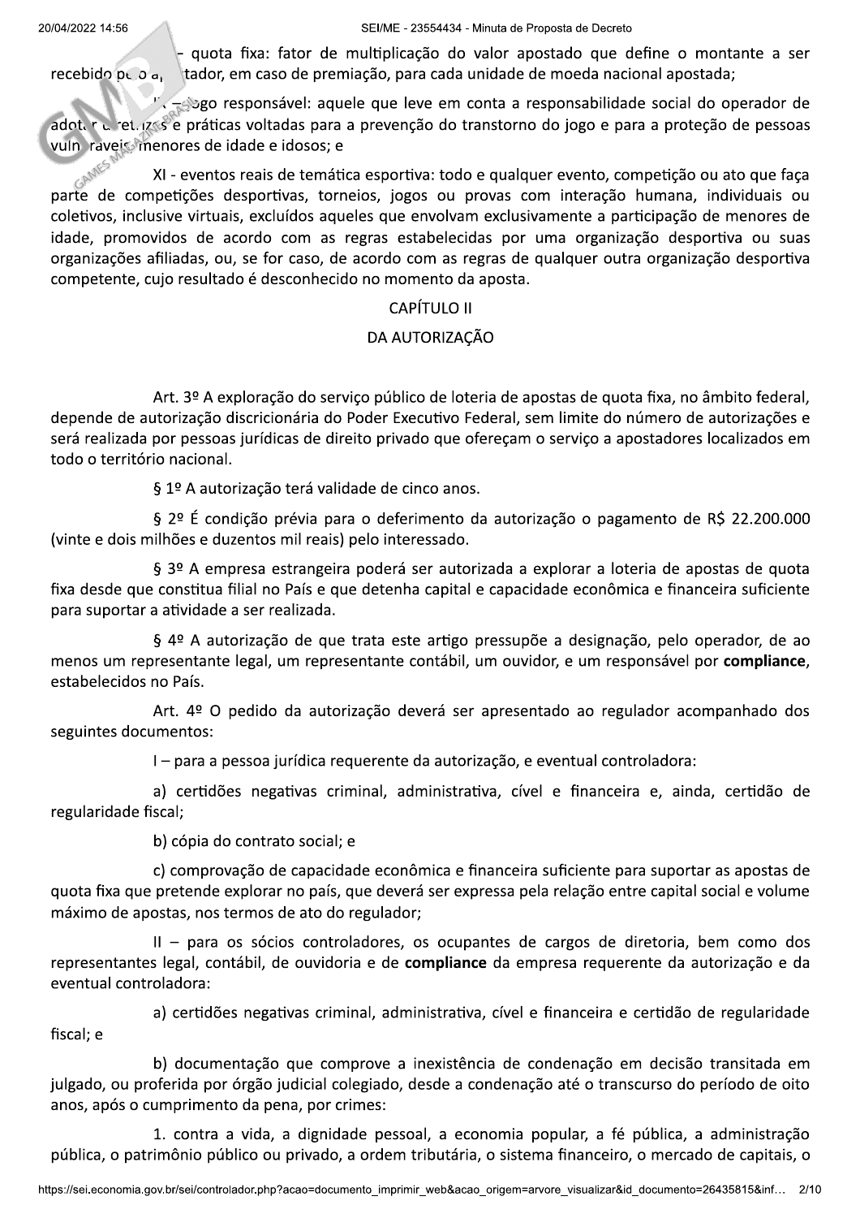IX - quota fixa: fator de multiplicação do valor apostado que define o montante a ser recebido pelo apostador, em caso de premiação, para cada unidade de moeda nacional apostada;

X - jogo responsável: aquele que leve em conta a responsabilidade social do operador de adotar diretrizes e práticas voltadas para a prevenção do transtorno do jogo e para a proteção de pessoas vulneráveis, menores de idade e idosos; e

XI - eventos reais de temática esportiva: todo e qualquer evento, competição ou ato que faça parte de competições desportivas, torneios, jogos ou provas com interação humana, individuais ou coletivos, inclusive virtuais, excluídos aqueles que envolvam exclusivamente a participação de menores de idade, promovidos de acordo com as regras estabelecidas por uma organização desportiva ou suas organizações afiliadas, ou, se for caso, de acordo com as regras de qualquer outra organização desportiva competente, cujo resultado é desconhecido no momento da aposta.

## CAPÍTULO II

## DA AUTORIZAÇÃO

Art. 3º A exploração do serviço público de loteria de apostas de quota fixa, no âmbito federal, depende de autorização discricionária do Poder Executivo Federal, sem limite do número de autorizações e será realizada por pessoas jurídicas de direito privado que ofereçam o serviço a apostadores localizados em todo o território nacional.

§ 1º A autorização terá validade de cinco anos.

§ 2º É condição prévia para o deferimento da autorização o pagamento de R$ 22.200.000 (vinte e dois milhões e duzentos mil reais) pelo interessado.

§ 3º A empresa estrangeira poderá ser autorizada a explorar a loteria de apostas de quota fixa desde que constitua filial no País e que detenha capital e capacidade econômica e financeira suficiente para suportar a atividade a ser realizada.

§ 4º A autorização de que trata este artigo pressupõe a designação, pelo operador, de ao menos um representante legal, um representante contábil, um ouvidor, e um responsável por **compliance**, estabelecidos no País.

Art. 4º O pedido da autorização deverá ser apresentado ao regulador acompanhado dos seguintes documentos:

I – para a pessoa jurídica requerente da autorização, e eventual controladora:

a) certidões negativas criminal, administrativa, cível e financeira e, ainda, certidão de regularidade fiscal;

b) cópia do contrato social; e

c) comprovação de capacidade econômica e financeira suficiente para suportar as apostas de quota fixa que pretende explorar no país, que deverá ser expressa pela relação entre capital social e volume máximo de apostas, nos termos de ato do regulador;

II – para os sócios controladores, os ocupantes de cargos de diretoria, bem como dos representantes legal, contábil, de ouvidoria e de **compliance** da empresa requerente da autorização e da eventual controladora:

a) certidões negativas criminal, administrativa, cível e financeira e certidão de regularidade fiscal; e

b) documentação que comprove a inexistência de condenação em decisão transitada em julgado, ou proferida por órgão judicial colegiado, desde a condenação até o transcurso do período de oito anos, após o cumprimento da pena, por crimes:

1. contra a vida, a dignidade pessoal, a economia popular, a fé pública, a administração pública, o patrimônio público ou privado, a ordem tributária, o sistema financeiro, o mercado de capitais, o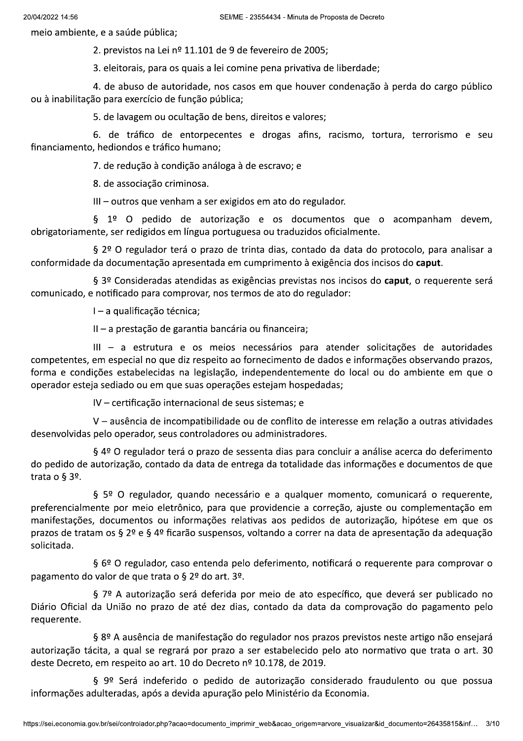meio ambiente, e a saúde pública;

2. previstos na Lei nº 11.101 de 9 de fevereiro de 2005;

3. eleitorais, para os quais a lei comine pena privativa de liberdade;

4. de abuso de autoridade, nos casos em que houver condenação à perda do cargo público ou à inabilitação para exercício de função pública;

5. de lavagem ou ocultação de bens, direitos e valores;

6. de tráfico de entorpecentes e drogas afins, racismo, tortura, terrorismo e seu financiamento, hediondos e tráfico humano;

7. de redução à condição análoga à de escravo; e

8. de associação criminosa.

III – outros que venham a ser exigidos em ato do regulador.

§ 1º O pedido de autorização e os documentos que o acompanham devem, obrigatoriamente, ser redigidos em língua portuguesa ou traduzidos oficialmente.

§ 2º O regulador terá o prazo de trinta dias, contado da data do protocolo, para analisar a conformidade da documentação apresentada em cumprimento à exigência dos incisos do **caput**.

§ 3º Consideradas atendidas as exigências previstas nos incisos do **caput**, o requerente será comunicado, e notificado para comprovar, nos termos de ato do regulador:

I – a qualificação técnica;

II – a prestação de garantia bancária ou financeira;

III – a estrutura e os meios necessários para atender solicitações de autoridades competentes, em especial no que diz respeito ao fornecimento de dados e informações observando prazos, forma e condições estabelecidas na legislação, independentemente do local ou do ambiente em que o operador esteja sediado ou em que suas operações estejam hospedadas;

IV – certificação internacional de seus sistemas; e

V – ausência de incompatibilidade ou de conflito de interesse em relação a outras atividades desenvolvidas pelo operador, seus controladores ou administradores.

§ 4º O regulador terá o prazo de sessenta dias para concluir a análise acerca do deferimento do pedido de autorização, contado da data de entrega da totalidade das informações e documentos de que trata o § 3º.

§ 5º O regulador, quando necessário e a qualquer momento, comunicará o requerente, preferencialmente por meio eletrônico, para que providencie a correção, ajuste ou complementação em manifestações, documentos ou informações relativas aos pedidos de autorização, hipótese em que os prazos de tratam os § 2º e § 4º ficarão suspensos, voltando a correr na data de apresentação da adequação solicitada.

§ 6º O regulador, caso entenda pelo deferimento, notificará o requerente para comprovar o pagamento do valor de que trata o § 2º do art. 3º.

§ 7º A autorização será deferida por meio de ato específico, que deverá ser publicado no Diário Oficial da União no prazo de até dez dias, contado da data da comprovação do pagamento pelo requerente.

§ 8º A ausência de manifestação do regulador nos prazos previstos neste artigo não ensejará autorização tácita, a qual se regrará por prazo a ser estabelecido pelo ato normativo que trata o art. 30 deste Decreto, em respeito ao art. 10 do Decreto nº 10.178, de 2019.

§ 9º Será indeferido o pedido de autorização considerado fraudulento ou que possua informações adulteradas, após a devida apuração pelo Ministério da Economia.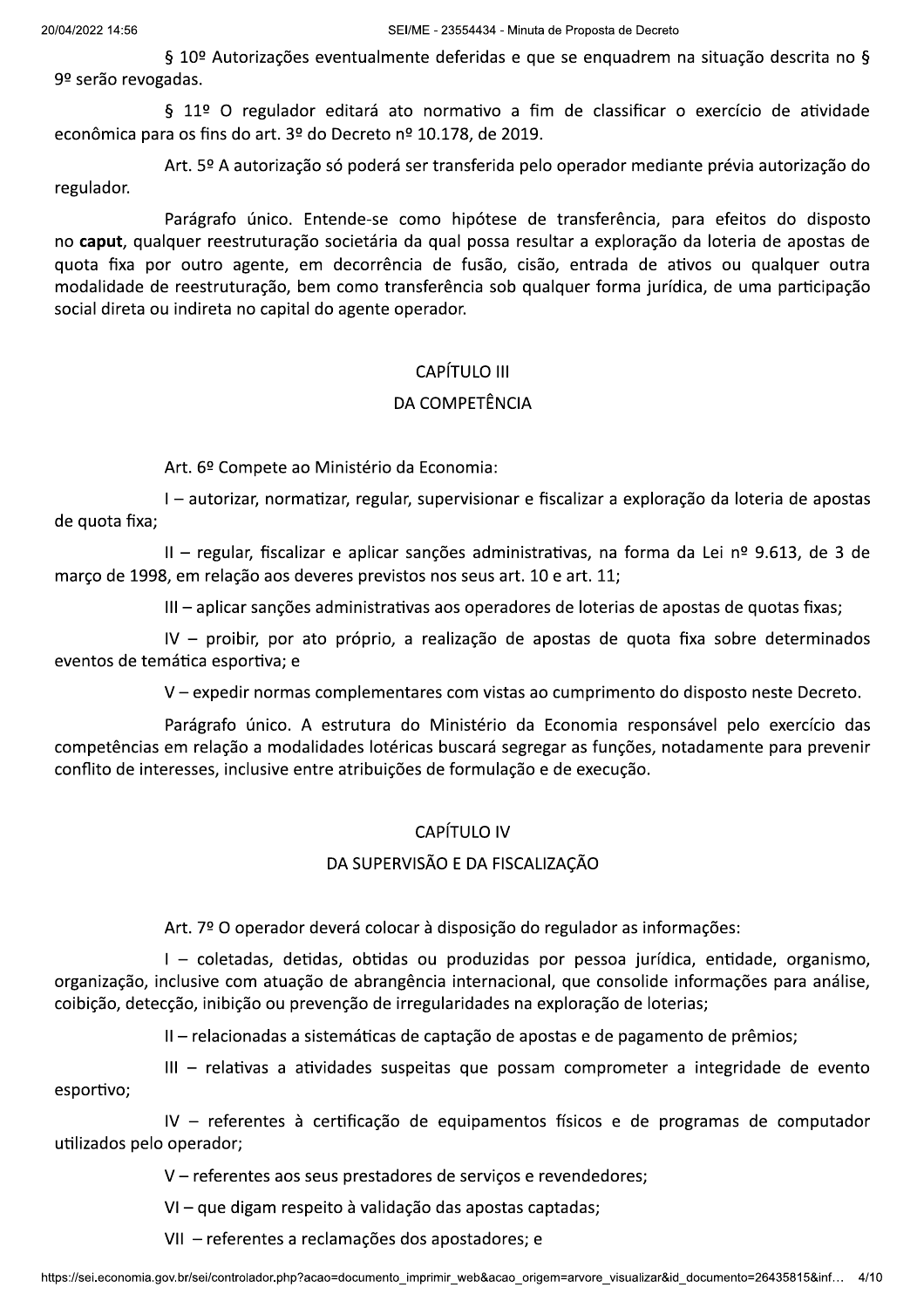§ 10º Autorizações eventualmente deferidas e que se enquadrem na situação descrita no § 9º serão revogadas.

§ 11º O regulador editará ato normativo a fim de classificar o exercício de atividade econômica para os fins do art. 3º do Decreto nº 10.178, de 2019.

Art. 5º A autorização só poderá ser transferida pelo operador mediante prévia autorização do regulador.

Parágrafo único. Entende-se como hipótese de transferência, para efeitos do disposto no **caput**, qualquer reestruturação societária da qual possa resultar a exploração da loteria de apostas de quota fixa por outro agente, em decorrência de fusão, cisão, entrada de ativos ou qualquer outra modalidade de reestruturação, bem como transferência sob qualquer forma jurídica, de uma participação social direta ou indireta no capital do agente operador.

## CAPÍTULO III

## DA COMPETÊNCIA

Art. 6º Compete ao Ministério da Economia:

I – autorizar, normatizar, regular, supervisionar e fiscalizar a exploração da loteria de apostas de quota fixa;

II – regular, fiscalizar e aplicar sanções administrativas, na forma da Lei nº 9.613, de 3 de março de 1998, em relação aos deveres previstos nos seus art. 10 e art. 11;

III – aplicar sanções administrativas aos operadores de loterias de apostas de quotas fixas;

IV – proibir, por ato próprio, a realização de apostas de quota fixa sobre determinados eventos de temática esportiva; e

V – expedir normas complementares com vistas ao cumprimento do disposto neste Decreto.

Parágrafo único. A estrutura do Ministério da Economia responsável pelo exercício das competências em relação a modalidades lotéricas buscará segregar as funções, notadamente para prevenir conflito de interesses, inclusive entre atribuições de formulação e de execução.

## CAPÍTULO IV

## DA SUPERVISÃO E DA FISCALIZAÇÃO

Art. 7º O operador deverá colocar à disposição do regulador as informações:

I – coletadas, detidas, obtidas ou produzidas por pessoa jurídica, entidade, organismo, organização, inclusive com atuação de abrangência internacional, que consolide informações para análise, coibição, detecção, inibição ou prevenção de irregularidades na exploração de loterias;

II – relacionadas a sistemáticas de captação de apostas e de pagamento de prêmios;

III – relativas a atividades suspeitas que possam comprometer a integridade de evento esportivo;

IV – referentes à certificação de equipamentos físicos e de programas de computador utilizados pelo operador;

V – referentes aos seus prestadores de serviços e revendedores;

VI – que digam respeito à validação das apostas captadas;

VII – referentes a reclamações dos apostadores; e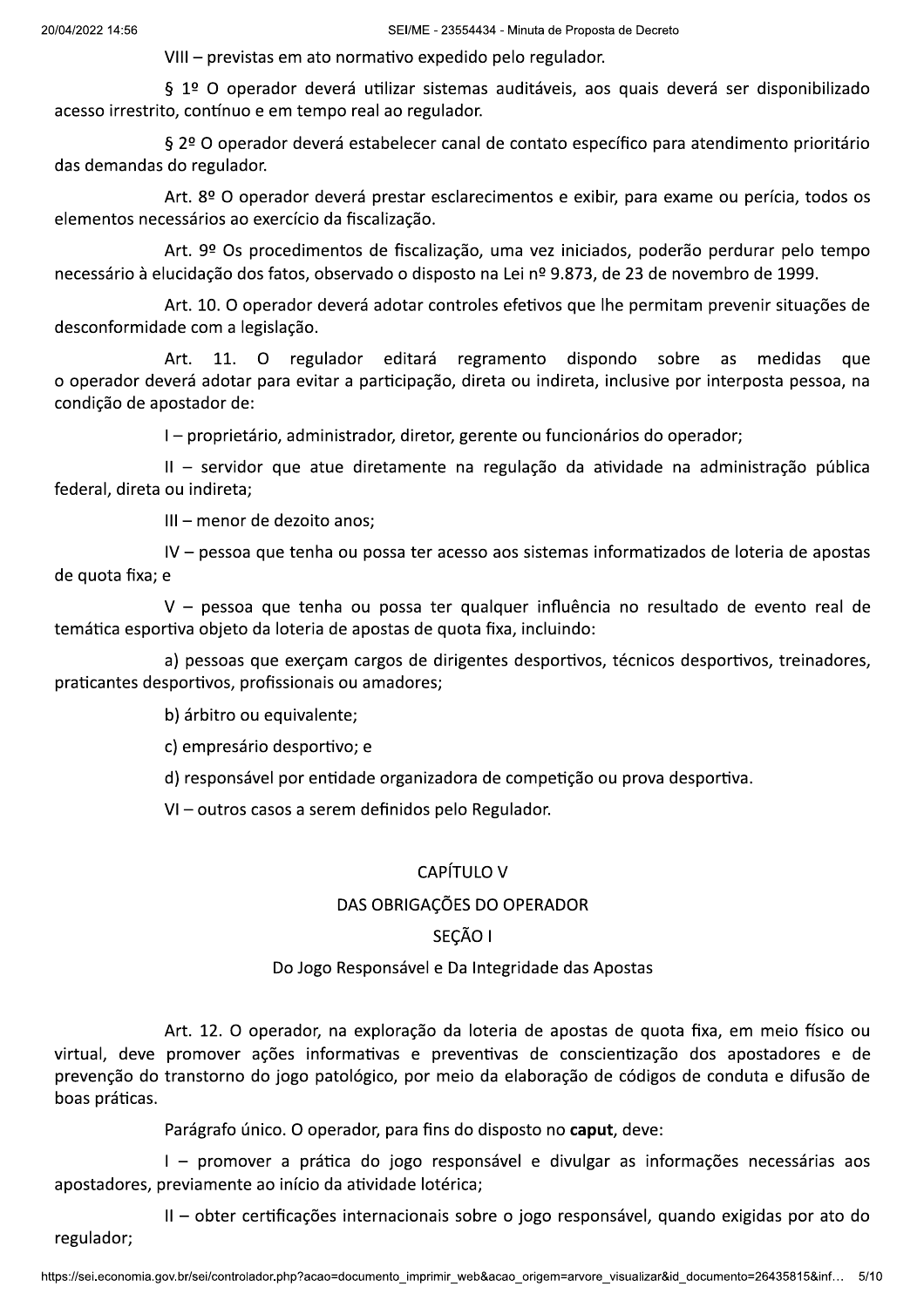VIII – previstas em ato normativo expedido pelo regulador.

§ 1º O operador deverá utilizar sistemas auditáveis, aos quais deverá ser disponibilizado acesso irrestrito, contínuo e em tempo real ao regulador.

§ 2º O operador deverá estabelecer canal de contato específico para atendimento prioritário das demandas do regulador.

Art. 8º O operador deverá prestar esclarecimentos e exibir, para exame ou perícia, todos os elementos necessários ao exercício da fiscalização.

Art. 9º Os procedimentos de fiscalização, uma vez iniciados, poderão perdurar pelo tempo necessário à elucidação dos fatos, observado o disposto na Lei nº 9.873, de 23 de novembro de 1999.

Art. 10. O operador deverá adotar controles efetivos que lhe permitam prevenir situações de desconformidade com a legislação.

Art. 11. O regulador editará regramento dispondo sobre as medidas que o operador deverá adotar para evitar a participação, direta ou indireta, inclusive por interposta pessoa, na condição de apostador de:

I – proprietário, administrador, diretor, gerente ou funcionários do operador;

II – servidor que atue diretamente na regulação da atividade na administração pública federal, direta ou indireta;

III – menor de dezoito anos;

IV – pessoa que tenha ou possa ter acesso aos sistemas informatizados de loteria de apostas de quota fixa; e

V – pessoa que tenha ou possa ter qualquer influência no resultado de evento real de temática esportiva objeto da loteria de apostas de quota fixa, incluindo:

a) pessoas que exerçam cargos de dirigentes desportivos, técnicos desportivos, treinadores, praticantes desportivos, profissionais ou amadores;

b) árbitro ou equivalente;

c) empresário desportivo; e

d) responsável por entidade organizadora de competição ou prova desportiva.

VI – outros casos a serem definidos pelo Regulador.

## CAPÍTULO V

## DAS OBRIGAÇÕES DO OPERADOR

### SEÇÃO I

### Do Jogo Responsável e Da Integridade das Apostas

Art. 12. O operador, na exploração da loteria de apostas de quota fixa, em meio físico ou virtual, deve promover ações informativas e preventivas de conscientização dos apostadores e de prevenção do transtorno do jogo patológico, por meio da elaboração de códigos de conduta e difusão de boas práticas.

Parágrafo único. O operador, para fins do disposto no **caput**, deve:

I – promover a prática do jogo responsável e divulgar as informações necessárias aos apostadores, previamente ao início da atividade lotérica;

II – obter certificações internacionais sobre o jogo responsável, quando exigidas por ato do regulador;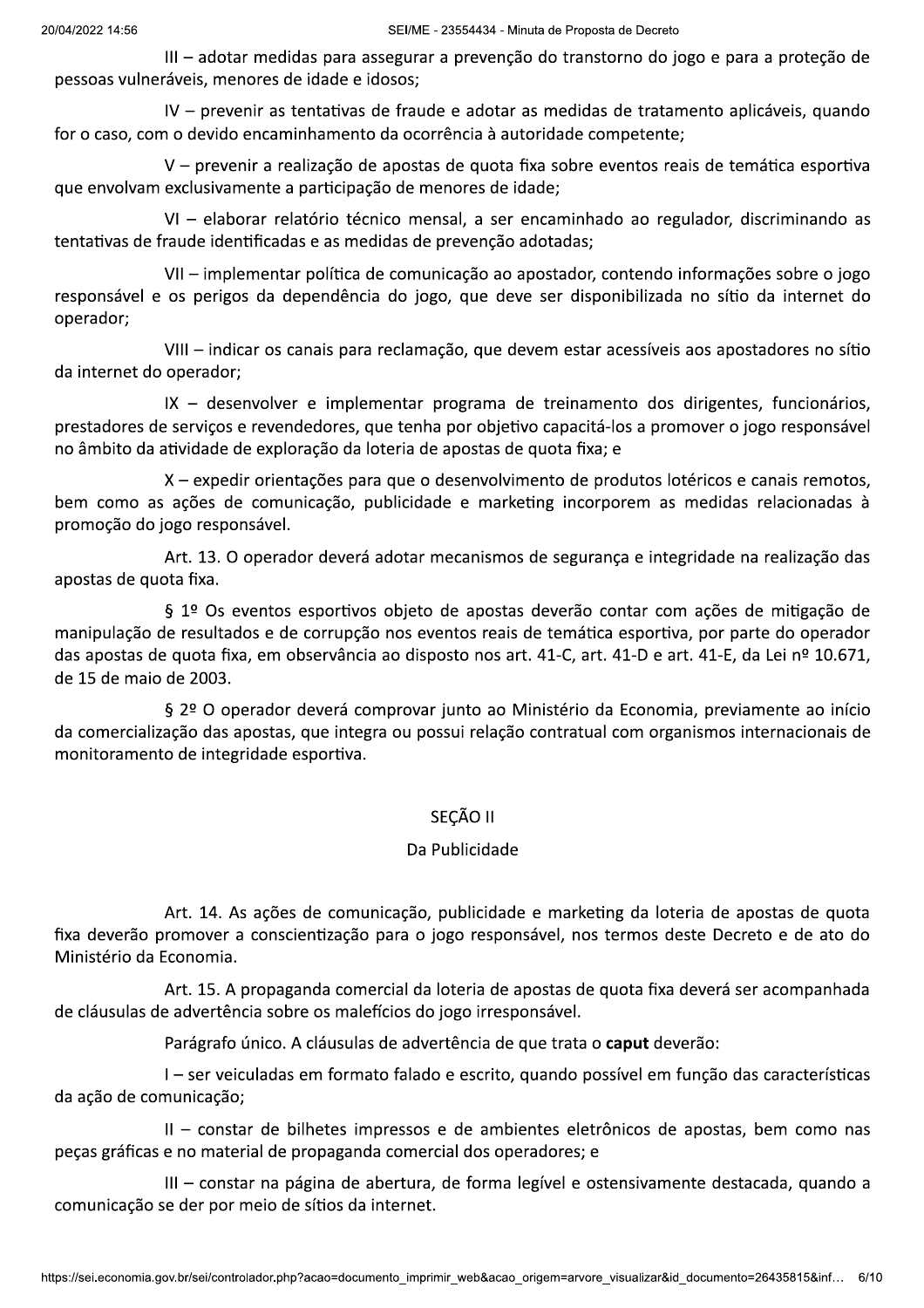III – adotar medidas para assegurar a prevenção do transtorno do jogo e para a proteção de pessoas vulneráveis, menores de idade e idosos;

IV – prevenir as tentativas de fraude e adotar as medidas de tratamento aplicáveis, quando for o caso, com o devido encaminhamento da ocorrência à autoridade competente;

V – prevenir a realização de apostas de quota fixa sobre eventos reais de temática esportiva que envolvam exclusivamente a participação de menores de idade;

VI – elaborar relatório técnico mensal, a ser encaminhado ao regulador, discriminando as tentativas de fraude identificadas e as medidas de prevenção adotadas;

VII – implementar política de comunicação ao apostador, contendo informações sobre o jogo responsável e os perigos da dependência do jogo, que deve ser disponibilizada no sítio da internet do operador;

VIII – indicar os canais para reclamação, que devem estar acessíveis aos apostadores no sítio da internet do operador;

IX – desenvolver e implementar programa de treinamento dos dirigentes, funcionários, prestadores de serviços e revendedores, que tenha por objetivo capacitá-los a promover o jogo responsável no âmbito da atividade de exploração da loteria de apostas de quota fixa; e

X – expedir orientações para que o desenvolvimento de produtos lotéricos e canais remotos, bem como as ações de comunicação, publicidade e marketing incorporem as medidas relacionadas à promoção do jogo responsável.

Art. 13. O operador deverá adotar mecanismos de segurança e integridade na realização das apostas de quota fixa.

§ 1º Os eventos esportivos objeto de apostas deverão contar com ações de mitigação de manipulação de resultados e de corrupção nos eventos reais de temática esportiva, por parte do operador das apostas de quota fixa, em observância ao disposto nos art. 41-C, art. 41-D e art. 41-E, da Lei nº 10.671, de 15 de maio de 2003.

§ 2º O operador deverá comprovar junto ao Ministério da Economia, previamente ao início da comercialização das apostas, que integra ou possui relação contratual com organismos internacionais de monitoramento de integridade esportiva.

## SEÇÃO II

### Da Publicidade

Art. 14. As ações de comunicação, publicidade e marketing da loteria de apostas de quota fixa deverão promover a conscientização para o jogo responsável, nos termos deste Decreto e de ato do Ministério da Economia.

Art. 15. A propaganda comercial da loteria de apostas de quota fixa deverá ser acompanhada de cláusulas de advertência sobre os malefícios do jogo irresponsável.

Parágrafo único. A cláusulas de advertência de que trata o **caput** deverão:

I – ser veiculadas em formato falado e escrito, quando possível em função das características da ação de comunicação;

II – constar de bilhetes impressos e de ambientes eletrônicos de apostas, bem como nas peças gráficas e no material de propaganda comercial dos operadores; e

III – constar na página de abertura, de forma legível e ostensivamente destacada, quando a comunicação se der por meio de sítios da internet.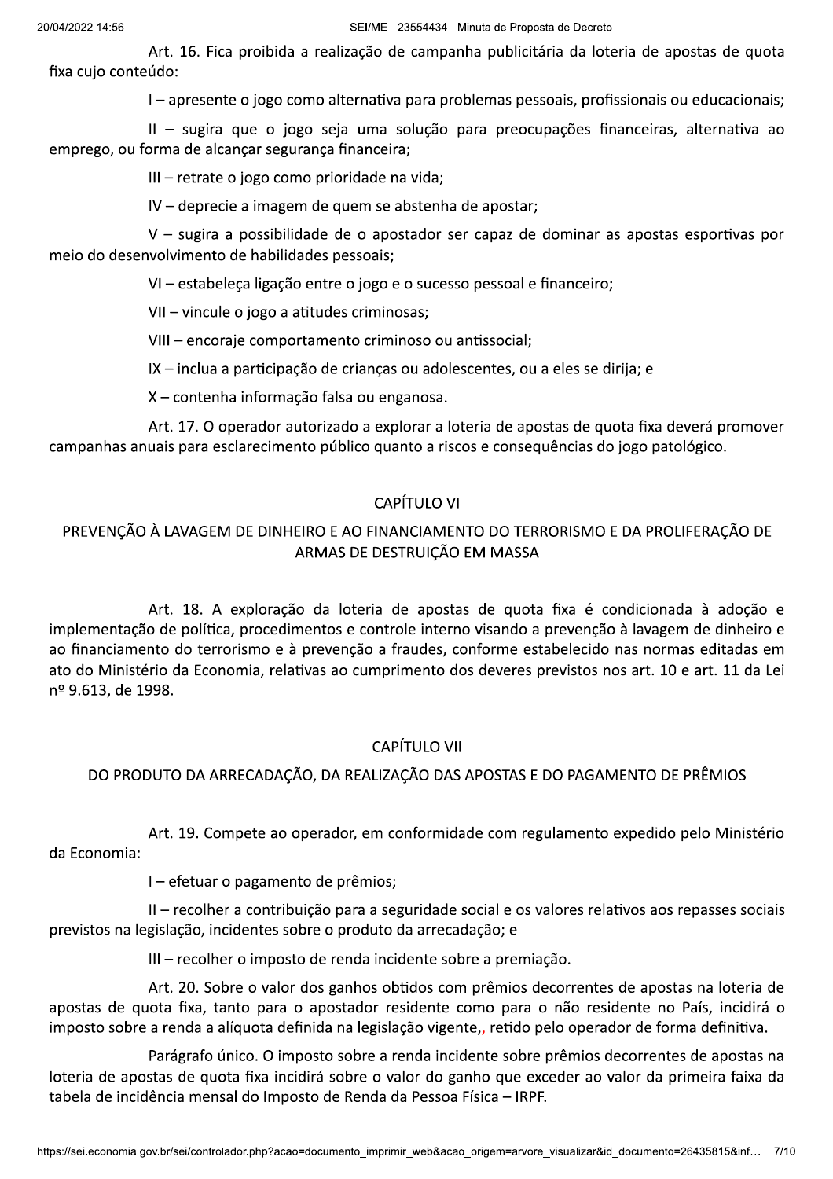Art. 16. Fica proibida a realização de campanha publicitária da loteria de apostas de quota fixa cujo conteúdo:

I – apresente o jogo como alternativa para problemas pessoais, profissionais ou educacionais;

II – sugira que o jogo seja uma solução para preocupações financeiras, alternativa ao emprego, ou forma de alcançar segurança financeira;

III – retrate o jogo como prioridade na vida;

IV – deprecie a imagem de quem se abstenha de apostar;

V – sugira a possibilidade de o apostador ser capaz de dominar as apostas esportivas por meio do desenvolvimento de habilidades pessoais;

VI – estabeleça ligação entre o jogo e o sucesso pessoal e financeiro;

VII – vincule o jogo a atitudes criminosas;

VIII – encoraje comportamento criminoso ou antissocial;

IX – inclua a participação de crianças ou adolescentes, ou a eles se dirija; e

X – contenha informação falsa ou enganosa.

Art. 17. O operador autorizado a explorar a loteria de apostas de quota fixa deverá promover campanhas anuais para esclarecimento público quanto a riscos e consequências do jogo patológico.

## CAPÍTULO VI

## PREVENÇÃO À LAVAGEM DE DINHEIRO E AO FINANCIAMENTO DO TERRORISMO E DA PROLIFERAÇÃO DE ARMAS DE DESTRUIÇÃO EM MASSA

Art. 18. A exploração da loteria de apostas de quota fixa é condicionada à adoção e implementação de política, procedimentos e controle interno visando a prevenção à lavagem de dinheiro e ao financiamento do terrorismo e à prevenção a fraudes, conforme estabelecido nas normas editadas em ato do Ministério da Economia, relativas ao cumprimento dos deveres previstos nos art. 10 e art. 11 da Lei nº 9.613, de 1998.

## CAPÍTULO VII

## DO PRODUTO DA ARRECADAÇÃO, DA REALIZAÇÃO DAS APOSTAS E DO PAGAMENTO DE PRÊMIOS

Art. 19. Compete ao operador, em conformidade com regulamento expedido pelo Ministério da Economia:

I – efetuar o pagamento de prêmios;

II – recolher a contribuição para a seguridade social e os valores relativos aos repasses sociais previstos na legislação, incidentes sobre o produto da arrecadação; e

III – recolher o imposto de renda incidente sobre a premiação.

Art. 20. Sobre o valor dos ganhos obtidos com prêmios decorrentes de apostas na loteria de apostas de quota fixa, tanto para o apostador residente como para o não residente no País, incidirá o imposto sobre a renda a alíquota definida na legislação vigente,, retido pelo operador de forma definitiva.

Parágrafo único. O imposto sobre a renda incidente sobre prêmios decorrentes de apostas na loteria de apostas de quota fixa incidirá sobre o valor do ganho que exceder ao valor da primeira faixa da tabela de incidência mensal do Imposto de Renda da Pessoa Física – IRPF.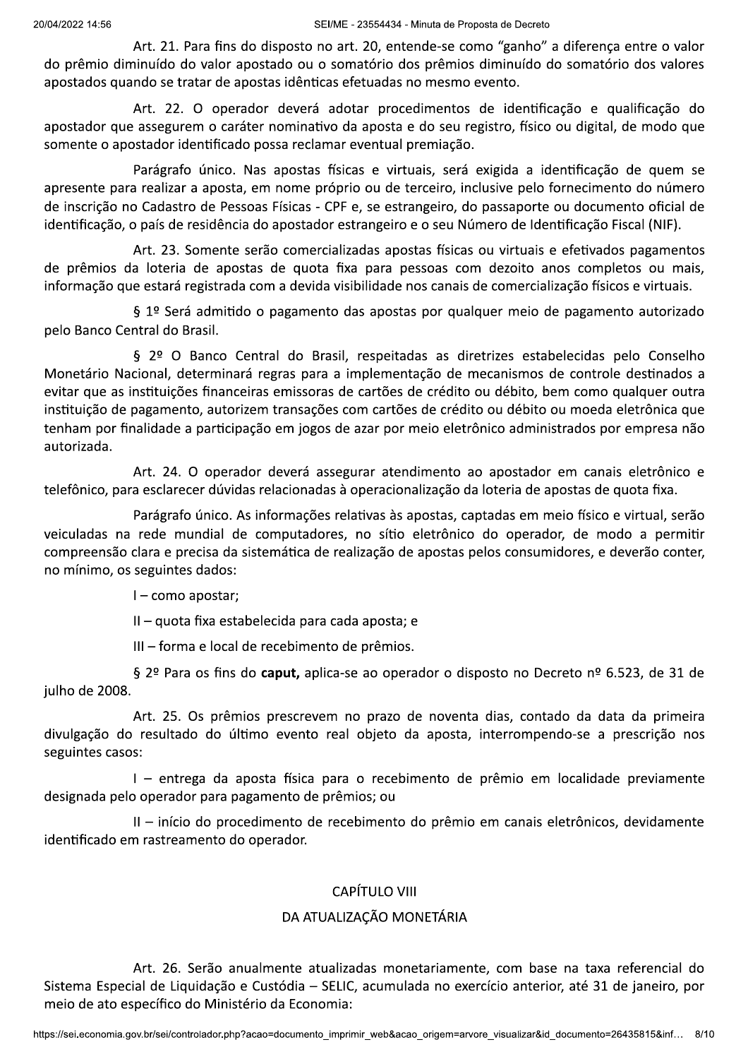Art. 21. Para fins do disposto no art. 20, entende-se como "ganho" a diferença entre o valor do prêmio diminuído do valor apostado ou o somatório dos prêmios diminuído do somatório dos valores apostados quando se tratar de apostas idênticas efetuadas no mesmo evento.

Art. 22. O operador deverá adotar procedimentos de identificação e qualificação do apostador que assegurem o caráter nominativo da aposta e do seu registro, físico ou digital, de modo que somente o apostador identificado possa reclamar eventual premiação.

Parágrafo único. Nas apostas físicas e virtuais, será exigida a identificação de quem se apresente para realizar a aposta, em nome próprio ou de terceiro, inclusive pelo fornecimento do número de inscrição no Cadastro de Pessoas Físicas - CPF e, se estrangeiro, do passaporte ou documento oficial de identificação, o país de residência do apostador estrangeiro e o seu Número de Identificação Fiscal (NIF).

Art. 23. Somente serão comercializadas apostas físicas ou virtuais e efetivados pagamentos de prêmios da loteria de apostas de quota fixa para pessoas com dezoito anos completos ou mais, informação que estará registrada com a devida visibilidade nos canais de comercialização físicos e virtuais.

§ 1º Será admitido o pagamento das apostas por qualquer meio de pagamento autorizado pelo Banco Central do Brasil.

§ 2º O Banco Central do Brasil, respeitadas as diretrizes estabelecidas pelo Conselho Monetário Nacional, determinará regras para a implementação de mecanismos de controle destinados a evitar que as instituições financeiras emissoras de cartões de crédito ou débito, bem como qualquer outra instituição de pagamento, autorizem transações com cartões de crédito ou débito ou moeda eletrônica que tenham por finalidade a participação em jogos de azar por meio eletrônico administrados por empresa não autorizada.

Art. 24. O operador deverá assegurar atendimento ao apostador em canais eletrônico e telefônico, para esclarecer dúvidas relacionadas à operacionalização da loteria de apostas de quota fixa.

Parágrafo único. As informações relativas às apostas, captadas em meio físico e virtual, serão veiculadas na rede mundial de computadores, no sítio eletrônico do operador, de modo a permitir compreensão clara e precisa da sistemática de realização de apostas pelos consumidores, e deverão conter, no mínimo, os seguintes dados:

I – como apostar;

II – quota fixa estabelecida para cada aposta; e

III – forma e local de recebimento de prêmios.

§ 2º Para os fins do **caput,** aplica-se ao operador o disposto no Decreto nº 6.523, de 31 de julho de 2008.

Art. 25. Os prêmios prescrevem no prazo de noventa dias, contado da data da primeira divulgação do resultado do último evento real objeto da aposta, interrompendo-se a prescrição nos seguintes casos:

I – entrega da aposta física para o recebimento de prêmio em localidade previamente designada pelo operador para pagamento de prêmios; ou

II – início do procedimento de recebimento do prêmio em canais eletrônicos, devidamente identificado em rastreamento do operador.

## CAPÍTULO VIII

## DA ATUALIZAÇÃO MONETÁRIA

Art. 26. Serão anualmente atualizadas monetariamente, com base na taxa referencial do Sistema Especial de Liquidação e Custódia – SELIC, acumulada no exercício anterior, até 31 de janeiro, por meio de ato específico do Ministério da Economia: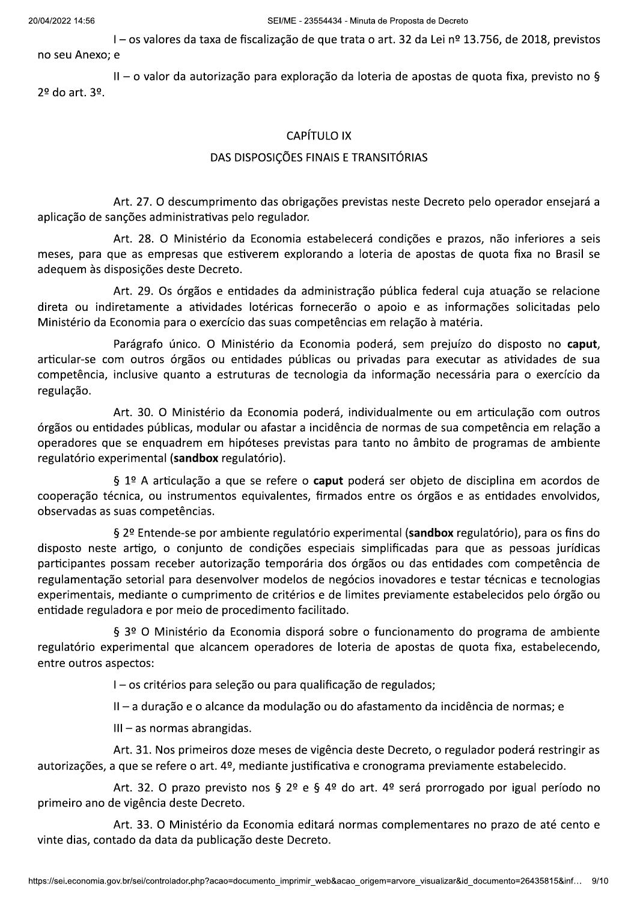I – os valores da taxa de fiscalização de que trata o art. 32 da Lei nº 13.756, de 2018, previstos no seu Anexo; e

II – o valor da autorização para exploração da loteria de apostas de quota fixa, previsto no § 2º do art. 3º.

## CAPÍTULO IX

## DAS DISPOSIÇÕES FINAIS E TRANSITÓRIAS

Art. 27. O descumprimento das obrigações previstas neste Decreto pelo operador ensejará a aplicação de sanções administrativas pelo regulador.

Art. 28. O Ministério da Economia estabelecerá condições e prazos, não inferiores a seis meses, para que as empresas que estiverem explorando a loteria de apostas de quota fixa no Brasil se adequem às disposições deste Decreto.

Art. 29. Os órgãos e entidades da administração pública federal cuja atuação se relacione direta ou indiretamente a atividades lotéricas fornecerão o apoio e as informações solicitadas pelo Ministério da Economia para o exercício das suas competências em relação à matéria.

Parágrafo único. O Ministério da Economia poderá, sem prejuízo do disposto no **caput**, articular-se com outros órgãos ou entidades públicas ou privadas para executar as atividades de sua competência, inclusive quanto a estruturas de tecnologia da informação necessária para o exercício da regulação.

Art. 30. O Ministério da Economia poderá, individualmente ou em articulação com outros órgãos ou entidades públicas, modular ou afastar a incidência de normas de sua competência em relação a operadores que se enquadrem em hipóteses previstas para tanto no âmbito de programas de ambiente regulatório experimental (**sandbox** regulatório).

§ 1º A articulação a que se refere o **caput** poderá ser objeto de disciplina em acordos de cooperação técnica, ou instrumentos equivalentes, firmados entre os órgãos e as entidades envolvidos, observadas as suas competências.

§ 2º Entende-se por ambiente regulatório experimental (**sandbox** regulatório), para os fins do disposto neste artigo, o conjunto de condições especiais simplificadas para que as pessoas jurídicas participantes possam receber autorização temporária dos órgãos ou das entidades com competência de regulamentação setorial para desenvolver modelos de negócios inovadores e testar técnicas e tecnologias experimentais, mediante o cumprimento de critérios e de limites previamente estabelecidos pelo órgão ou entidade reguladora e por meio de procedimento facilitado.

§ 3º O Ministério da Economia disporá sobre o funcionamento do programa de ambiente regulatório experimental que alcancem operadores de loteria de apostas de quota fixa, estabelecendo, entre outros aspectos:

I – os critérios para seleção ou para qualificação de regulados;

II – a duração e o alcance da modulação ou do afastamento da incidência de normas; e

III – as normas abrangidas.

Art. 31. Nos primeiros doze meses de vigência deste Decreto, o regulador poderá restringir as autorizações, a que se refere o art. 4º, mediante justificativa e cronograma previamente estabelecido.

Art. 32. O prazo previsto nos § 2º e § 4º do art. 4º será prorrogado por igual período no primeiro ano de vigência deste Decreto.

Art. 33. O Ministério da Economia editará normas complementares no prazo de até cento e vinte dias, contado da data da publicação deste Decreto.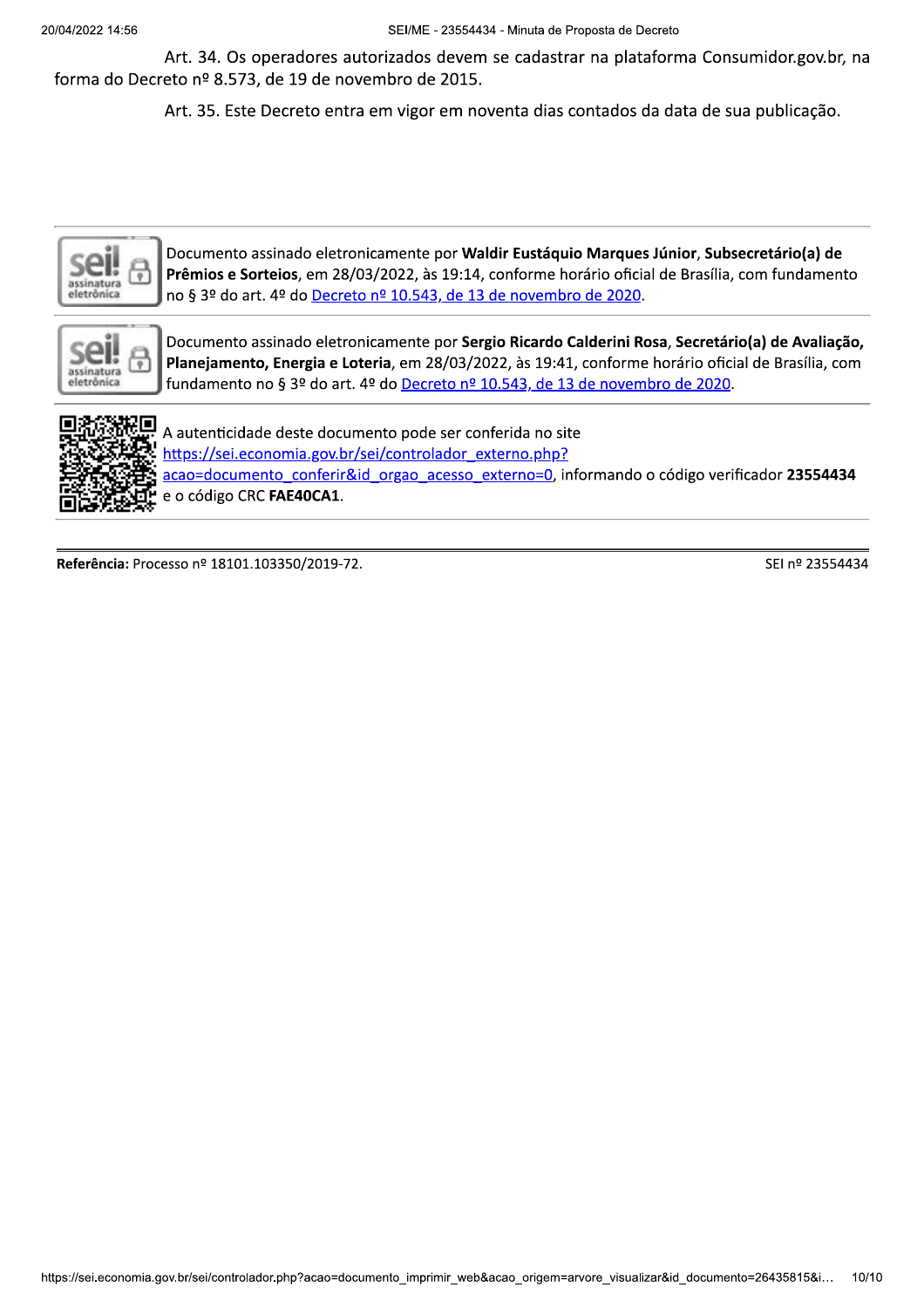Art. 34. Os operadores autorizados devem se cadastrar na plataforma Consumidor.gov.br, na forma do Decreto nº 8.573, de 19 de novembro de 2015.

Art. 35. Este Decreto entra em vigor em noventa dias contados da data de sua publicação.

---

Documento assinado eletronicamente por **Waldir Eustáquio Marques Júnior**, **Subsecretário(a) de Prêmios e Sorteios**, em 28/03/2022, às 19:14, conforme horário oficial de Brasília, com fundamento no § 3º do art. 4º do Decreto nº 10.543, de 13 de novembro de 2020.

---

Documento assinado eletronicamente por **Sergio Ricardo Calderini Rosa**, **Secretário(a) de Avaliação, Planejamento, Energia e Loteria**, em 28/03/2022, às 19:41, conforme horário oficial de Brasília, com fundamento no § 3º do art. 4º do Decreto nº 10.543, de 13 de novembro de 2020.

---

A autenticidade deste documento pode ser conferida no site https://sei.economia.gov.br/sei/controlador_externo.php?acao=documento_conferir&id_orgao_acesso_externo=0, informando o código verificador **23554434** e o código CRC **FAE40CA1**.

---

**Referência:** Processo nº 18101.103350/2019-72. SEI nº 23554434